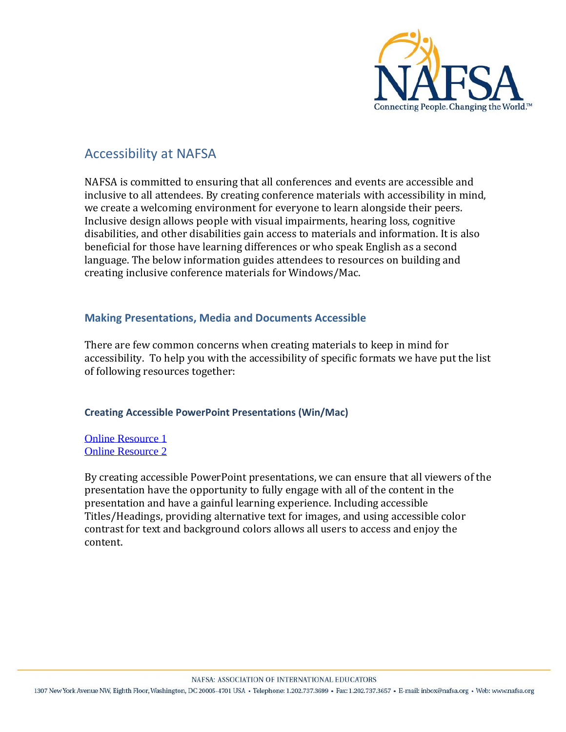# Accessibility at NAFSA

NAFSA is committed to ensuring that all conferences and events are accessible and inclusive to all attendees. By creating conference materials with accessibility in mind, we create a welcoming environment for everyone to learn alongside their peers. Inclusive design allows people with visual impairments, hearing loss, cognitive disabilities, and other disabilities gain access to materials and information. It is also beneficial for those have learning differences or who speak English as a second language. The below information guides attendees to resources on building and creating inclusive conference materials for Windows/Mac.

## Making Presentations, Media and Documents Accessible

There are few common concerns when creating materials to keep in mind for accessibility. To help you with the accessibility of specific formats we have put the list of following resources together:

### Creating Accessible PowerPoint Presentations (Win/Mac)

Online Resource 1
Online Resource 2

By creating accessible PowerPoint presentations, we can ensure that all viewers of the presentation have the opportunity to fully engage with all of the content in the presentation and have a gainful learning experience. Including accessible Titles/Headings, providing alternative text for images, and using accessible color contrast for text and background colors allows all users to access and enjoy the content.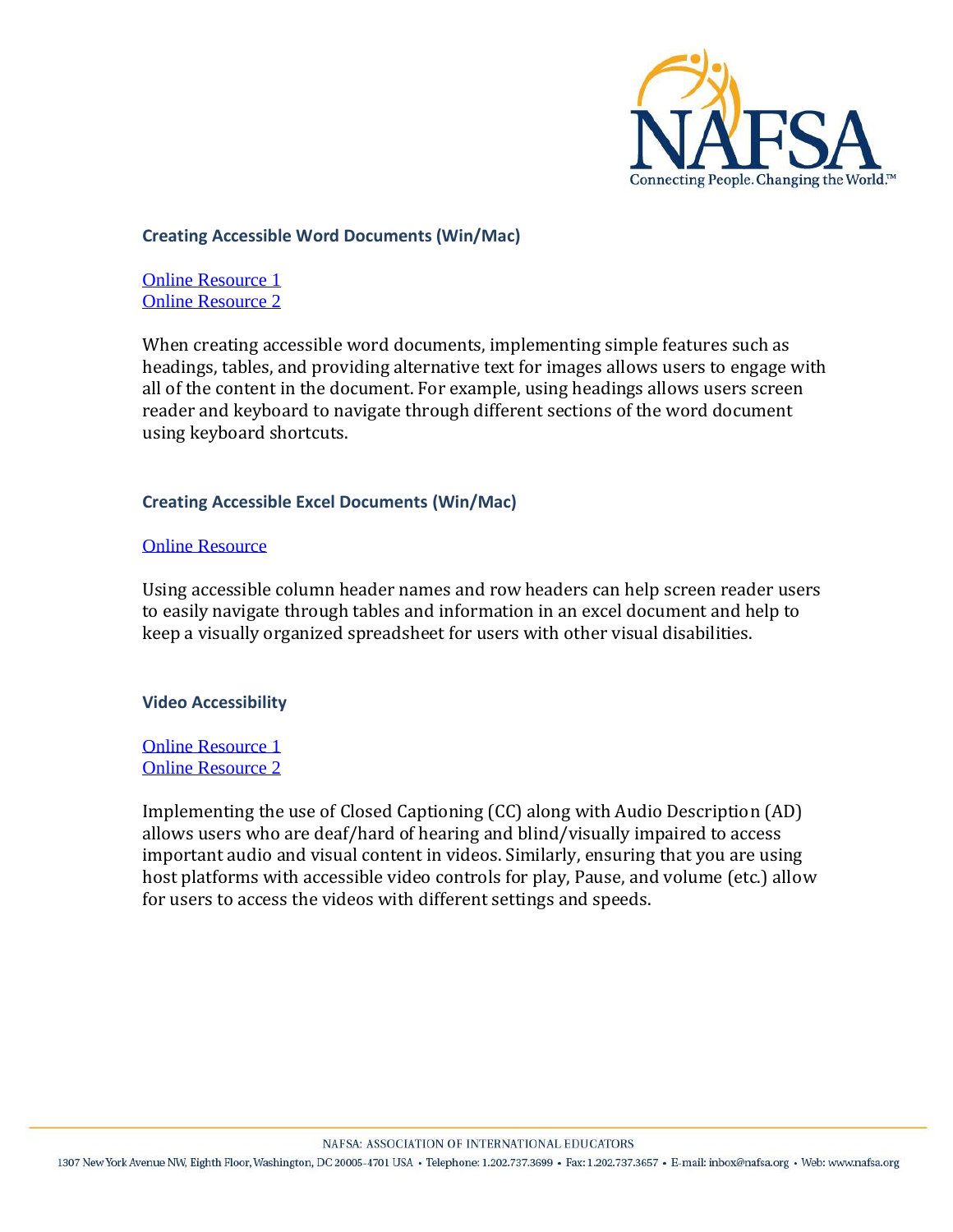### Creating Accessible Word Documents (Win/Mac)

Online Resource 1
Online Resource 2

When creating accessible word documents, implementing simple features such as headings, tables, and providing alternative text for images allows users to engage with all of the content in the document. For example, using headings allows users screen reader and keyboard to navigate through different sections of the word document using keyboard shortcuts.

### Creating Accessible Excel Documents (Win/Mac)

Online Resource

Using accessible column header names and row headers can help screen reader users to easily navigate through tables and information in an excel document and help to keep a visually organized spreadsheet for users with other visual disabilities.

### Video Accessibility

Online Resource 1
Online Resource 2

Implementing the use of Closed Captioning (CC) along with Audio Description (AD) allows users who are deaf/hard of hearing and blind/visually impaired to access important audio and visual content in videos. Similarly, ensuring that you are using host platforms with accessible video controls for play, Pause, and volume (etc.) allow for users to access the videos with different settings and speeds.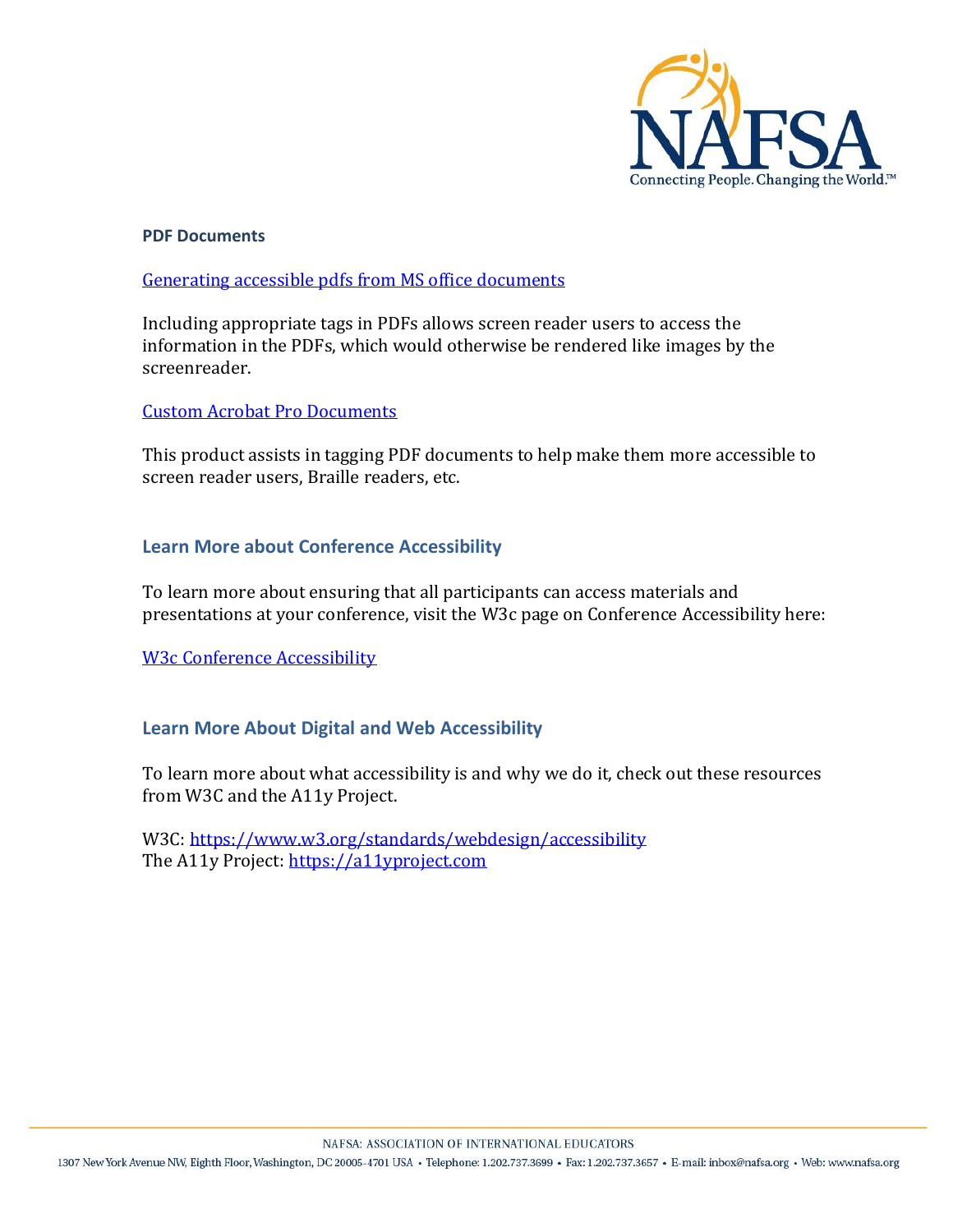### PDF Documents

[Generating accessible pdfs from MS office documents]

Including appropriate tags in PDFs allows screen reader users to access the information in the PDFs, which would otherwise be rendered like images by the screenreader.

[Custom Acrobat Pro Documents]

This product assists in tagging PDF documents to help make them more accessible to screen reader users, Braille readers, etc.

## Learn More about Conference Accessibility

To learn more about ensuring that all participants can access materials and presentations at your conference, visit the W3c page on Conference Accessibility here:

[W3c Conference Accessibility]

## Learn More About Digital and Web Accessibility

To learn more about what accessibility is and why we do it, check out these resources from W3C and the A11y Project.

W3C: https://www.w3.org/standards/webdesign/accessibility
The A11y Project: https://a11yproject.com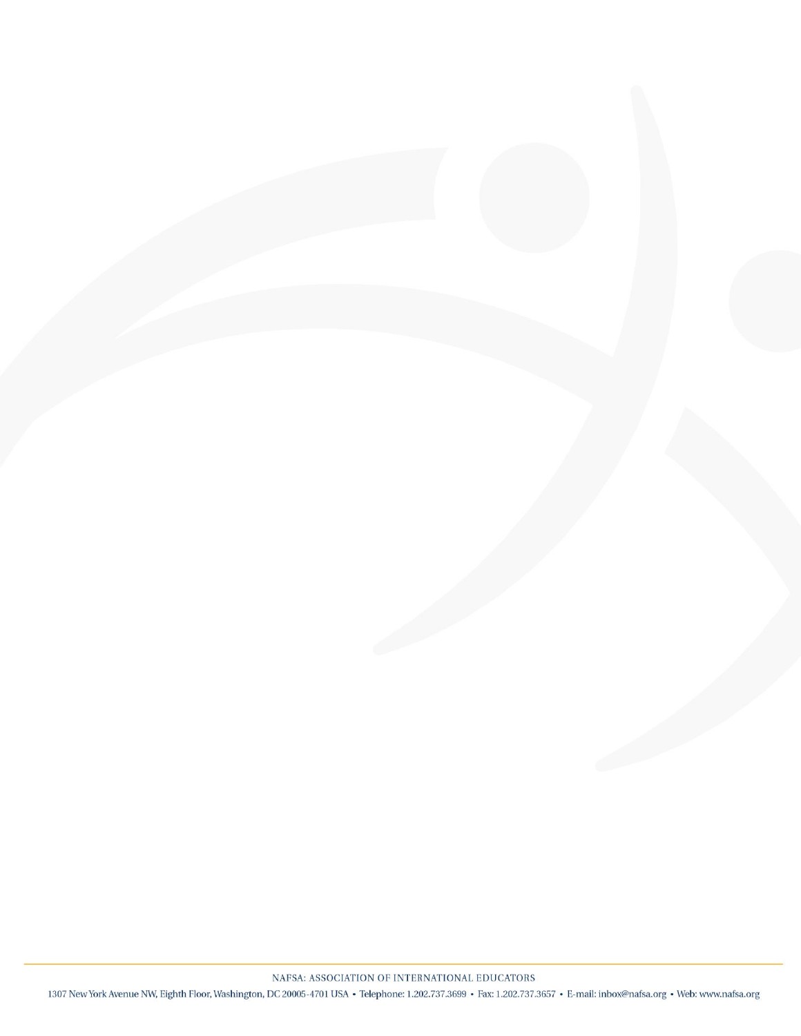NAFSA: ASSOCIATION OF INTERNATIONAL EDUCATORS

1307 New York Avenue NW, Eighth Floor, Washington, DC 20005-4701 USA • Telephone: 1.202.737.3699 • Fax: 1.202.737.3657 • E-mail: inbox@nafsa.org • Web: www.nafsa.org